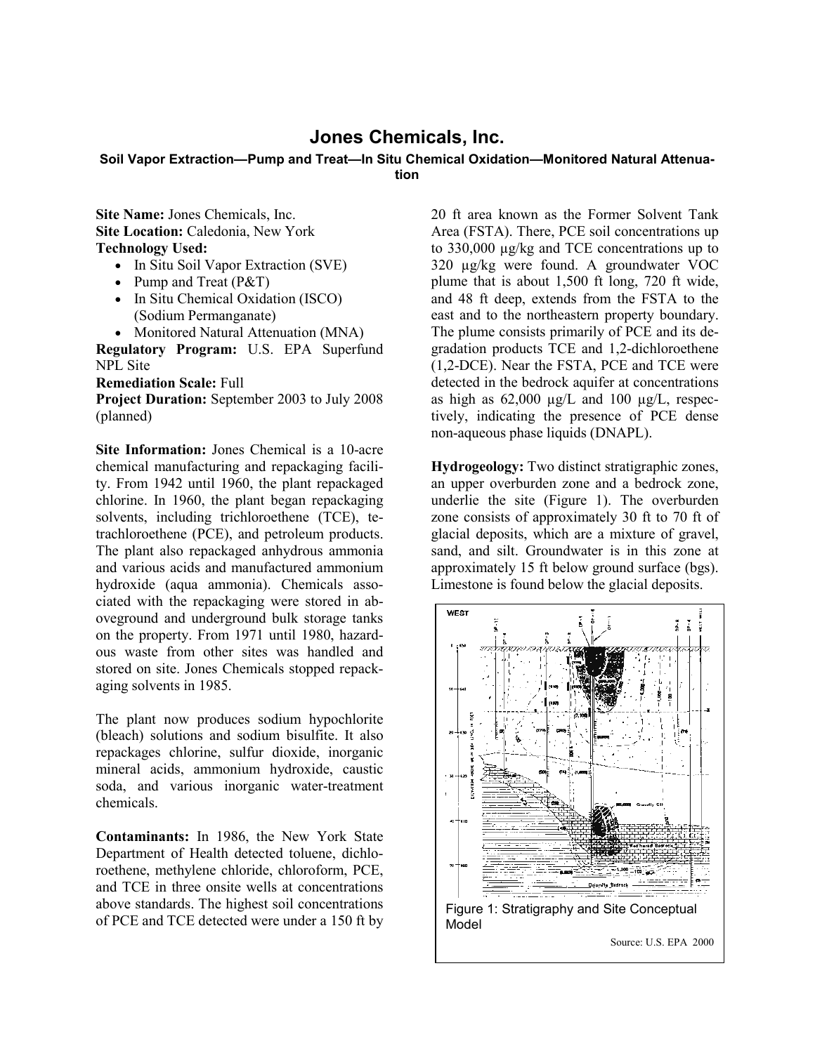# Jones Chemicals, Inc.

**Soil Vapor Extraction—Pump and Treat—In Situ Chemical Oxidation—Monitored Natural Attenuation**

**Site Name:** Jones Chemicals, Inc.
**Site Location:** Caledonia, New York
**Technology Used:**

- In Situ Soil Vapor Extraction (SVE)
- Pump and Treat (P&T)
- In Situ Chemical Oxidation (ISCO) (Sodium Permanganate)
- Monitored Natural Attenuation (MNA)

**Regulatory Program:** U.S. EPA Superfund NPL Site
**Remediation Scale:** Full
**Project Duration:** September 2003 to July 2008 (planned)

**Site Information:** Jones Chemical is a 10-acre chemical manufacturing and repackaging facility. From 1942 until 1960, the plant repackaged chlorine. In 1960, the plant began repackaging solvents, including trichloroethene (TCE), tetrachloroethene (PCE), and petroleum products. The plant also repackaged anhydrous ammonia and various acids and manufactured ammonium hydroxide (aqua ammonia). Chemicals associated with the repackaging were stored in aboveground and underground bulk storage tanks on the property. From 1971 until 1980, hazardous waste from other sites was handled and stored on site. Jones Chemicals stopped repackaging solvents in 1985.

The plant now produces sodium hypochlorite (bleach) solutions and sodium bisulfite. It also repackages chlorine, sulfur dioxide, inorganic mineral acids, ammonium hydroxide, caustic soda, and various inorganic water-treatment chemicals.

**Contaminants:** In 1986, the New York State Department of Health detected toluene, dichloroethene, methylene chloride, chloroform, PCE, and TCE in three onsite wells at concentrations above standards. The highest soil concentrations of PCE and TCE detected were under a 150 ft by 20 ft area known as the Former Solvent Tank Area (FSTA). There, PCE soil concentrations up to 330,000 µg/kg and TCE concentrations up to 320 µg/kg were found. A groundwater VOC plume that is about 1,500 ft long, 720 ft wide, and 48 ft deep, extends from the FSTA to the east and to the northeastern property boundary. The plume consists primarily of PCE and its degradation products TCE and 1,2-dichloroethene (1,2-DCE). Near the FSTA, PCE and TCE were detected in the bedrock aquifer at concentrations as high as 62,000 µg/L and 100 µg/L, respectively, indicating the presence of PCE dense non-aqueous phase liquids (DNAPL).

**Hydrogeology:** Two distinct stratigraphic zones, an upper overburden zone and a bedrock zone, underlie the site (Figure 1). The overburden zone consists of approximately 30 ft to 70 ft of glacial deposits, which are a mixture of gravel, sand, and silt. Groundwater is in this zone at approximately 15 ft below ground surface (bgs). Limestone is found below the glacial deposits.

Figure 1: Stratigraphy and Site Conceptual Model

Source: U.S. EPA 2000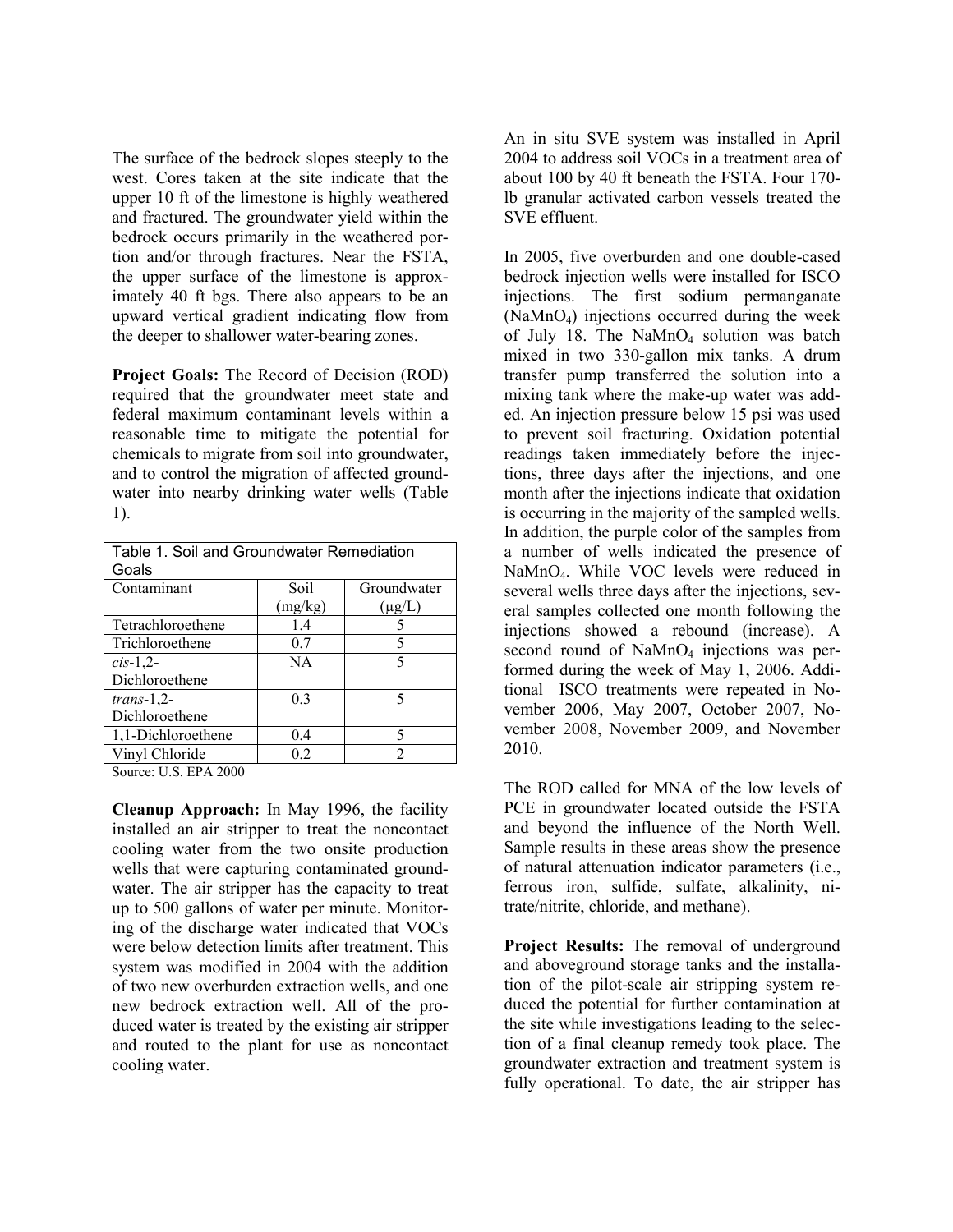The surface of the bedrock slopes steeply to the west. Cores taken at the site indicate that the upper 10 ft of the limestone is highly weathered and fractured. The groundwater yield within the bedrock occurs primarily in the weathered portion and/or through fractures. Near the FSTA, the upper surface of the limestone is approximately 40 ft bgs. There also appears to be an upward vertical gradient indicating flow from the deeper to shallower water-bearing zones.

**Project Goals:** The Record of Decision (ROD) required that the groundwater meet state and federal maximum contaminant levels within a reasonable time to mitigate the potential for chemicals to migrate from soil into groundwater, and to control the migration of affected groundwater into nearby drinking water wells (Table 1).

Table 1. Soil and Groundwater Remediation Goals

| Contaminant | Soil (mg/kg) | Groundwater (μg/L) |
|---|---|---|
| Tetrachloroethene | 1.4 | 5 |
| Trichloroethene | 0.7 | 5 |
| *cis*-1,2-Dichloroethene | NA | 5 |
| *trans*-1,2-Dichloroethene | 0.3 | 5 |
| 1,1-Dichloroethene | 0.4 | 5 |
| Vinyl Chloride | 0.2 | 2 |

Source: U.S. EPA 2000

**Cleanup Approach:** In May 1996, the facility installed an air stripper to treat the noncontact cooling water from the two onsite production wells that were capturing contaminated groundwater. The air stripper has the capacity to treat up to 500 gallons of water per minute. Monitoring of the discharge water indicated that VOCs were below detection limits after treatment. This system was modified in 2004 with the addition of two new overburden extraction wells, and one new bedrock extraction well. All of the produced water is treated by the existing air stripper and routed to the plant for use as noncontact cooling water.

An in situ SVE system was installed in April 2004 to address soil VOCs in a treatment area of about 100 by 40 ft beneath the FSTA. Four 170-lb granular activated carbon vessels treated the SVE effluent.

In 2005, five overburden and one double-cased bedrock injection wells were installed for ISCO injections. The first sodium permanganate ($NaMnO_4$) injections occurred during the week of July 18. The $NaMnO_4$ solution was batch mixed in two 330-gallon mix tanks. A drum transfer pump transferred the solution into a mixing tank where the make-up water was added. An injection pressure below 15 psi was used to prevent soil fracturing. Oxidation potential readings taken immediately before the injections, three days after the injections, and one month after the injections indicate that oxidation is occurring in the majority of the sampled wells. In addition, the purple color of the samples from a number of wells indicated the presence of $NaMnO_4$. While VOC levels were reduced in several wells three days after the injections, several samples collected one month following the injections showed a rebound (increase). A second round of $NaMnO_4$ injections was performed during the week of May 1, 2006. Additional ISCO treatments were repeated in November 2006, May 2007, October 2007, November 2008, November 2009, and November 2010.

The ROD called for MNA of the low levels of PCE in groundwater located outside the FSTA and beyond the influence of the North Well. Sample results in these areas show the presence of natural attenuation indicator parameters (i.e., ferrous iron, sulfide, sulfate, alkalinity, nitrate/nitrite, chloride, and methane).

**Project Results:** The removal of underground and aboveground storage tanks and the installation of the pilot-scale air stripping system reduced the potential for further contamination at the site while investigations leading to the selection of a final cleanup remedy took place. The groundwater extraction and treatment system is fully operational. To date, the air stripper has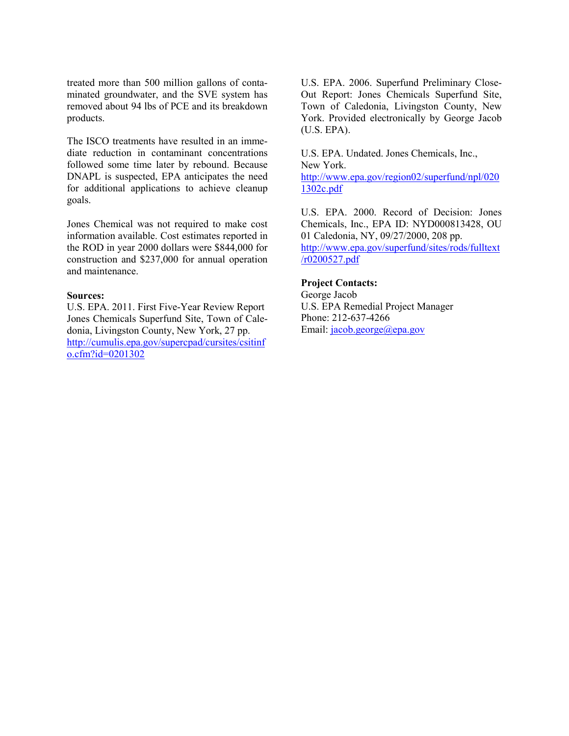treated more than 500 million gallons of contaminated groundwater, and the SVE system has removed about 94 lbs of PCE and its breakdown products.

The ISCO treatments have resulted in an immediate reduction in contaminant concentrations followed some time later by rebound. Because DNAPL is suspected, EPA anticipates the need for additional applications to achieve cleanup goals.

Jones Chemical was not required to make cost information available. Cost estimates reported in the ROD in year 2000 dollars were $844,000 for construction and $237,000 for annual operation and maintenance.

**Sources:**

U.S. EPA. 2011. First Five-Year Review Report Jones Chemicals Superfund Site, Town of Caledonia, Livingston County, New York, 27 pp. http://cumulis.epa.gov/supercpad/cursites/csitinfo.cfm?id=0201302

U.S. EPA. 2006. Superfund Preliminary Close-Out Report: Jones Chemicals Superfund Site, Town of Caledonia, Livingston County, New York. Provided electronically by George Jacob (U.S. EPA).

U.S. EPA. Undated. Jones Chemicals, Inc., New York. http://www.epa.gov/region02/superfund/npl/0201302c.pdf

U.S. EPA. 2000. Record of Decision: Jones Chemicals, Inc., EPA ID: NYD000813428, OU 01 Caledonia, NY, 09/27/2000, 208 pp. http://www.epa.gov/superfund/sites/rods/fulltext/r0200527.pdf

**Project Contacts:**

George Jacob
U.S. EPA Remedial Project Manager
Phone: 212-637-4266
Email: jacob.george@epa.gov